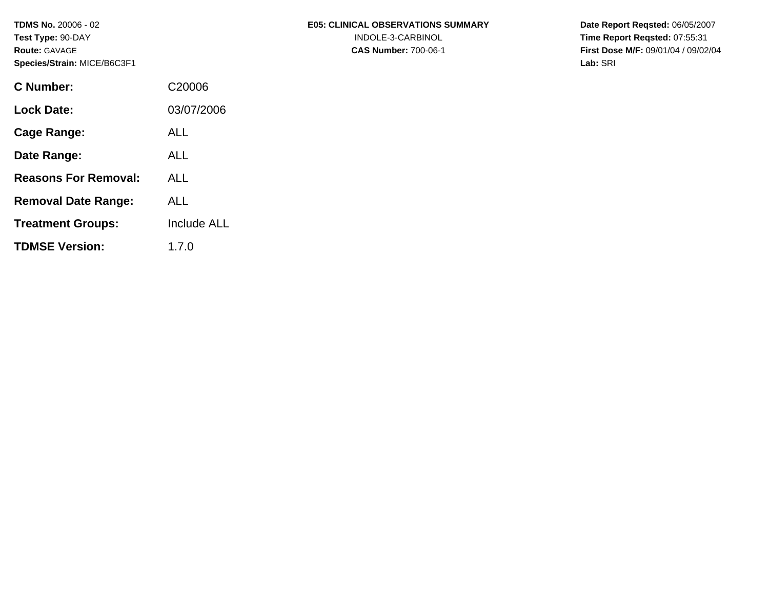**TDMS No.** 20006 - 02
**Test Type:** 90-DAY
**Route:** GAVAGE
**Species/Strain:** MICE/B6C3F1

**E05: CLINICAL OBSERVATIONS SUMMARY**
INDOLE-3-CARBINOL
**CAS Number:** 700-06-1

**Date Report Reqsted:** 06/05/2007
**Time Report Reqsted:** 07:55:31
**First Dose M/F:** 09/01/04 / 09/02/04
**Lab:** SRI

| | |
|---|---|
| **C Number:** | C20006 |
| **Lock Date:** | 03/07/2006 |
| **Cage Range:** | ALL |
| **Date Range:** | ALL |
| **Reasons For Removal:** | ALL |
| **Removal Date Range:** | ALL |
| **Treatment Groups:** | Include ALL |
| **TDMSE Version:** | 1.7.0 |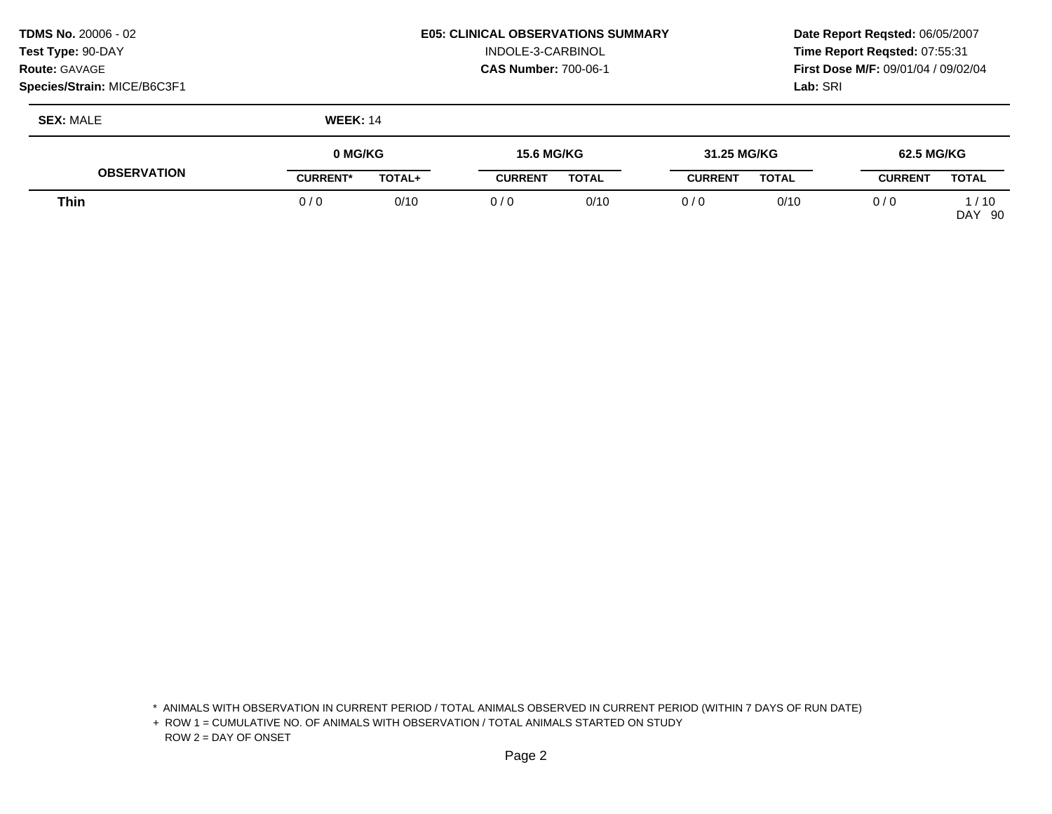**TDMS No.** 20006 - 02
**Test Type:** 90-DAY
**Route:** GAVAGE
**Species/Strain:** MICE/B6C3F1

**E05: CLINICAL OBSERVATIONS SUMMARY**
INDOLE-3-CARBINOL
**CAS Number:** 700-06-1

**Date Report Reqsted:** 06/05/2007
**Time Report Reqsted:** 07:55:31
**First Dose M/F:** 09/01/04 / 09/02/04
**Lab:** SRI

**SEX:** MALE **WEEK:** 14

| OBSERVATION | 0 MG/KG | | 15.6 MG/KG | | 31.25 MG/KG | | 62.5 MG/KG | |
|---|---|---|---|---|---|---|---|---|
| | CURRENT* | TOTAL+ | CURRENT | TOTAL | CURRENT | TOTAL | CURRENT | TOTAL |
| **Thin** | 0 / 0 | 0/10 | 0 / 0 | 0/10 | 0 / 0 | 0/10 | 0 / 0 | 1 / 10 |
| | | | | | | | | DAY 90 |

\* ANIMALS WITH OBSERVATION IN CURRENT PERIOD / TOTAL ANIMALS OBSERVED IN CURRENT PERIOD (WITHIN 7 DAYS OF RUN DATE)
\+ ROW 1 = CUMULATIVE NO. OF ANIMALS WITH OBSERVATION / TOTAL ANIMALS STARTED ON STUDY
ROW 2 = DAY OF ONSET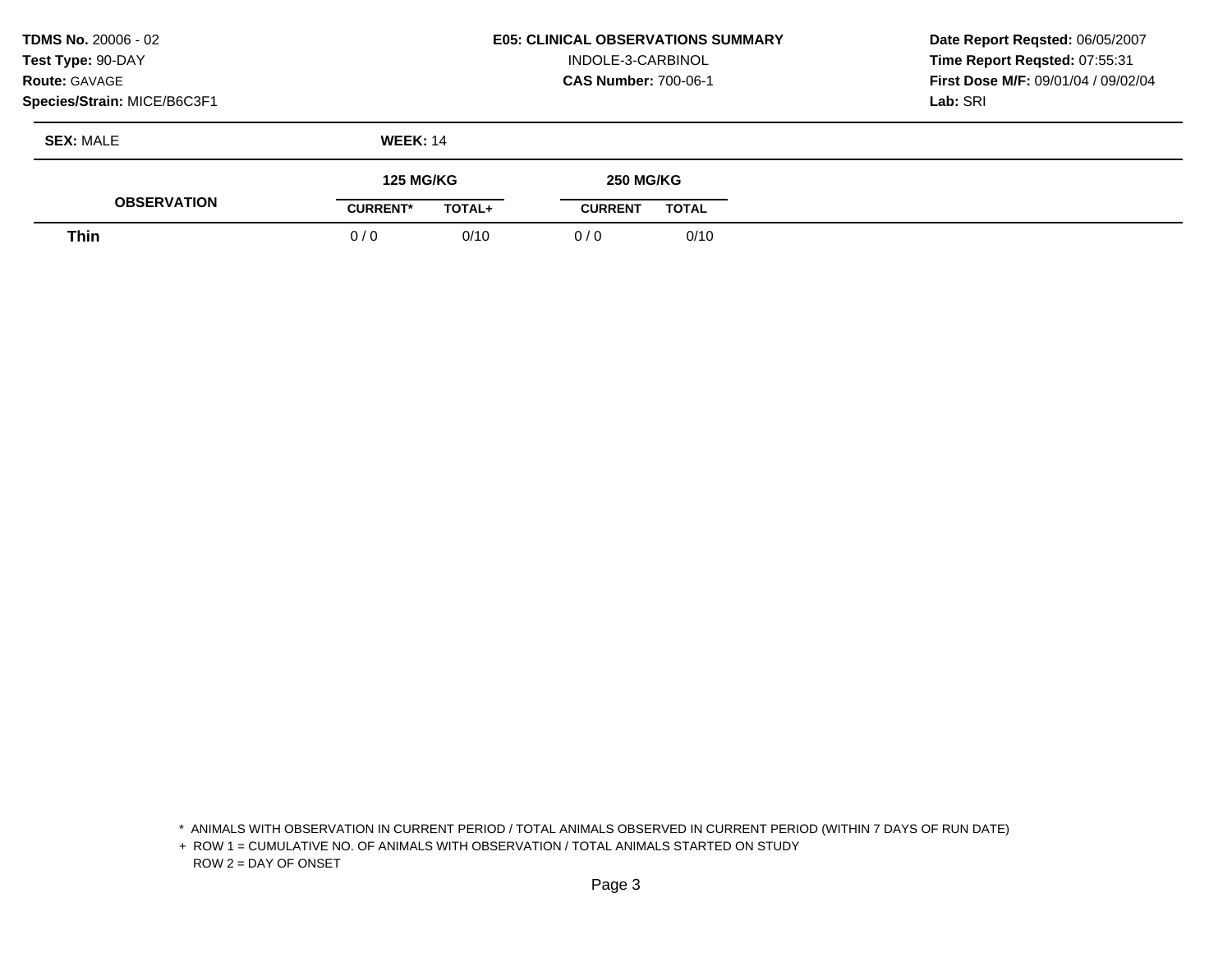**TDMS No.** 20006 - 02
**Test Type:** 90-DAY
**Route:** GAVAGE
**Species/Strain:** MICE/B6C3F1

**E05: CLINICAL OBSERVATIONS SUMMARY**
INDOLE-3-CARBINOL
**CAS Number:** 700-06-1

**Date Report Reqsted:** 06/05/2007
**Time Report Reqsted:** 07:55:31
**First Dose M/F:** 09/01/04 / 09/02/04
**Lab:** SRI

**SEX:** MALE **WEEK:** 14

| OBSERVATION | 125 MG/KG | | 250 MG/KG | |
|---|---|---|---|---|
| | CURRENT* | TOTAL+ | CURRENT | TOTAL |
| **Thin** | 0 / 0 | 0/10 | 0 / 0 | 0/10 |

\* ANIMALS WITH OBSERVATION IN CURRENT PERIOD / TOTAL ANIMALS OBSERVED IN CURRENT PERIOD (WITHIN 7 DAYS OF RUN DATE)
\+ ROW 1 = CUMULATIVE NO. OF ANIMALS WITH OBSERVATION / TOTAL ANIMALS STARTED ON STUDY
ROW 2 = DAY OF ONSET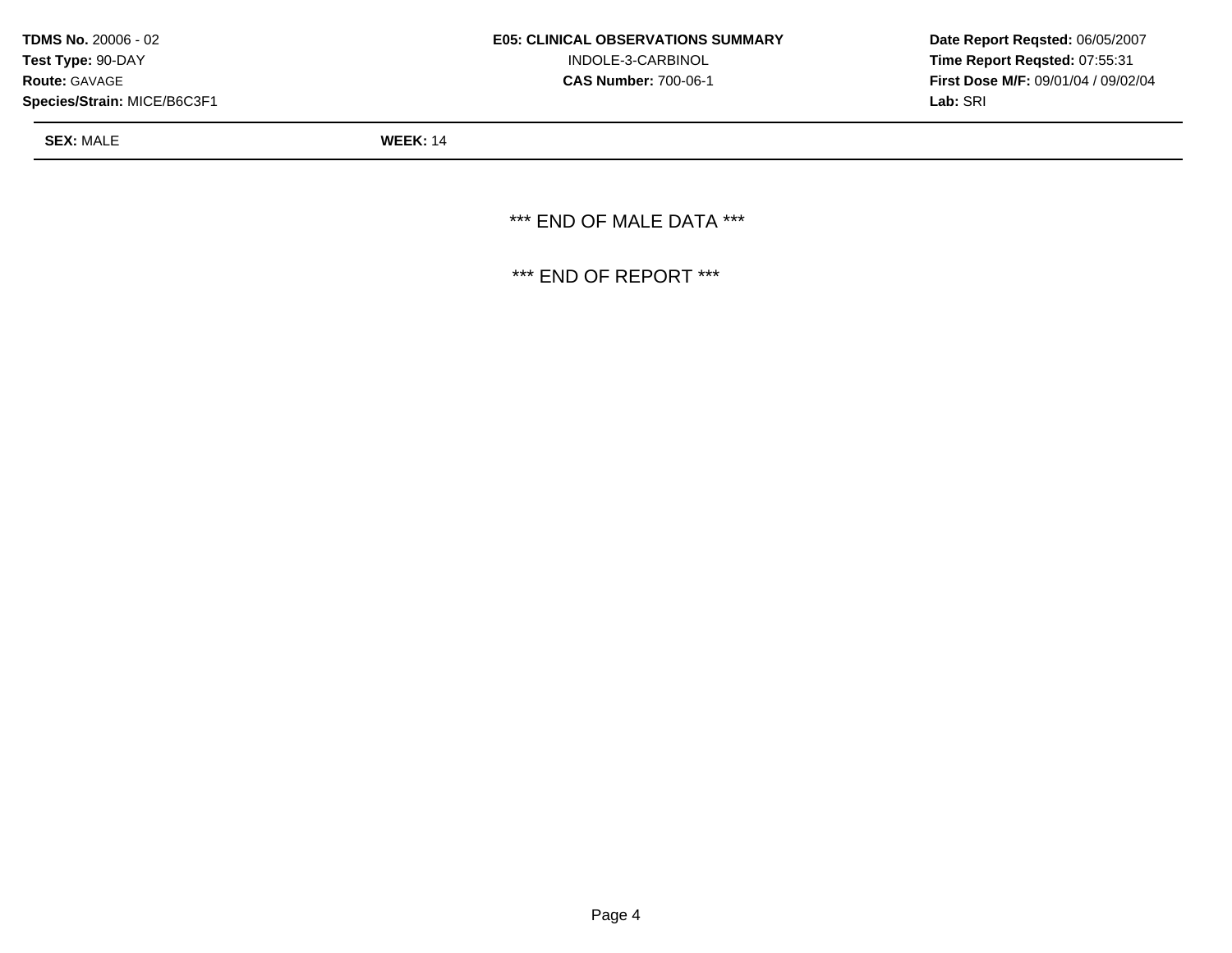**TDMS No.** 20006 - 02
**Test Type:** 90-DAY
**Route:** GAVAGE
**Species/Strain:** MICE/B6C3F1

**E05: CLINICAL OBSERVATIONS SUMMARY**
INDOLE-3-CARBINOL
**CAS Number:** 700-06-1

**Date Report Reqsted:** 06/05/2007
**Time Report Reqsted:** 07:55:31
**First Dose M/F:** 09/01/04 / 09/02/04
**Lab:** SRI

**SEX:** MALE **WEEK:** 14

*** END OF MALE DATA ***

*** END OF REPORT ***